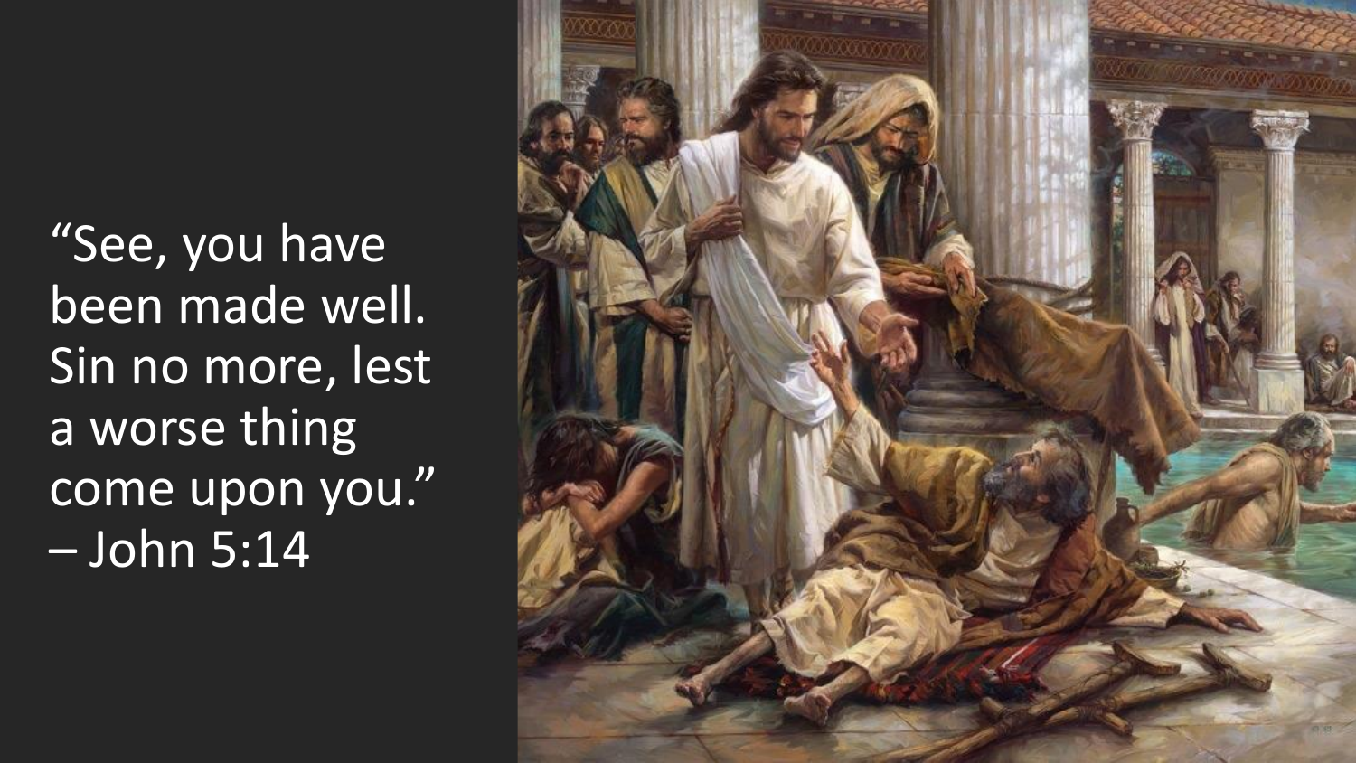“See, you have been made well. Sin no more, lest a worse thing come upon you.” – John 5:14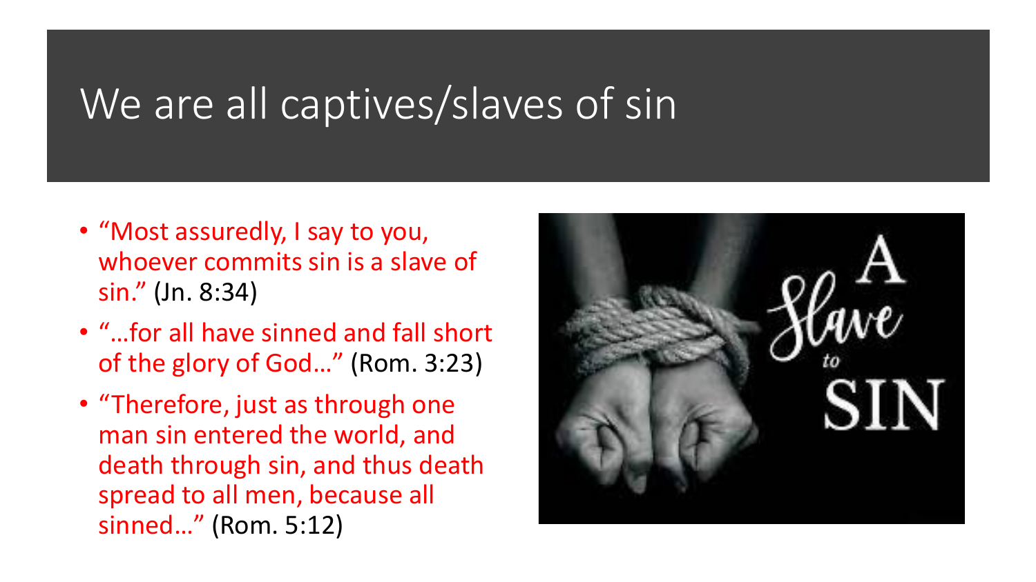# We are all captives/slaves of sin

- "Most assuredly, I say to you, whoever commits sin is a slave of sin." (Jn. 8:34)
- "…for all have sinned and fall short of the glory of God…" (Rom. 3:23)
- "Therefore, just as through one man sin entered the world, and death through sin, and thus death spread to all men, because all sinned…" (Rom. 5:12)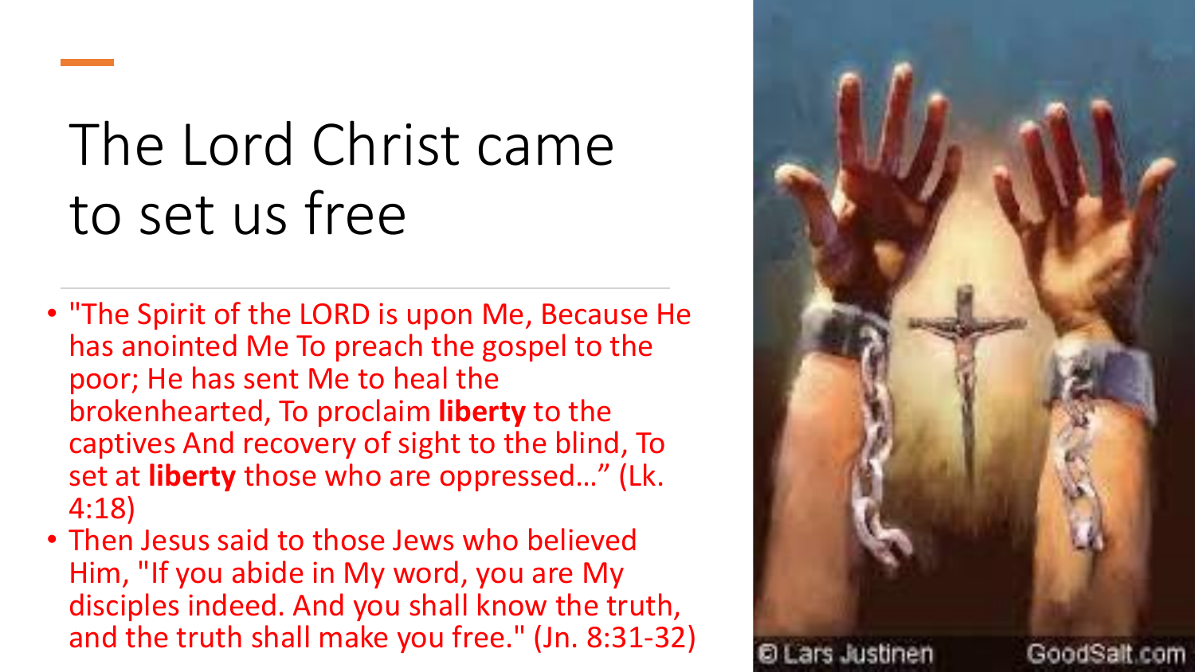# The Lord Christ came to set us free

- "The Spirit of the LORD is upon Me, Because He has anointed Me To preach the gospel to the poor; He has sent Me to heal the brokenhearted, To proclaim **liberty** to the captives And recovery of sight to the blind, To set at **liberty** those who are oppressed…" (Lk. 4:18)
- Then Jesus said to those Jews who believed Him, "If you abide in My word, you are My disciples indeed. And you shall know the truth, and the truth shall make you free." (Jn. 8:31-32)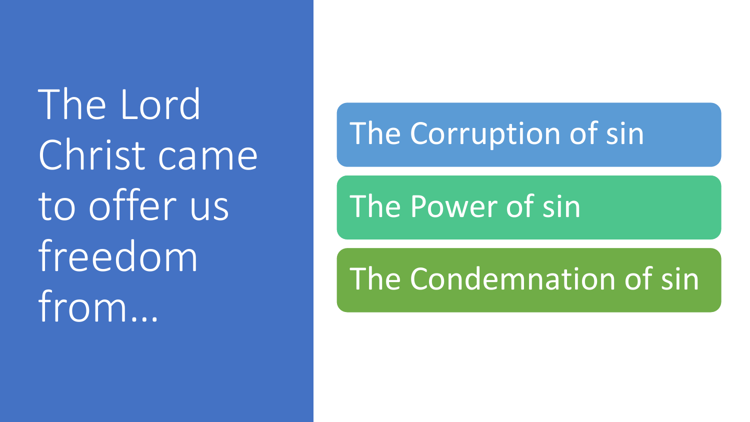# The Lord Christ came to offer us freedom from…

- The Corruption of sin
- The Power of sin
- The Condemnation of sin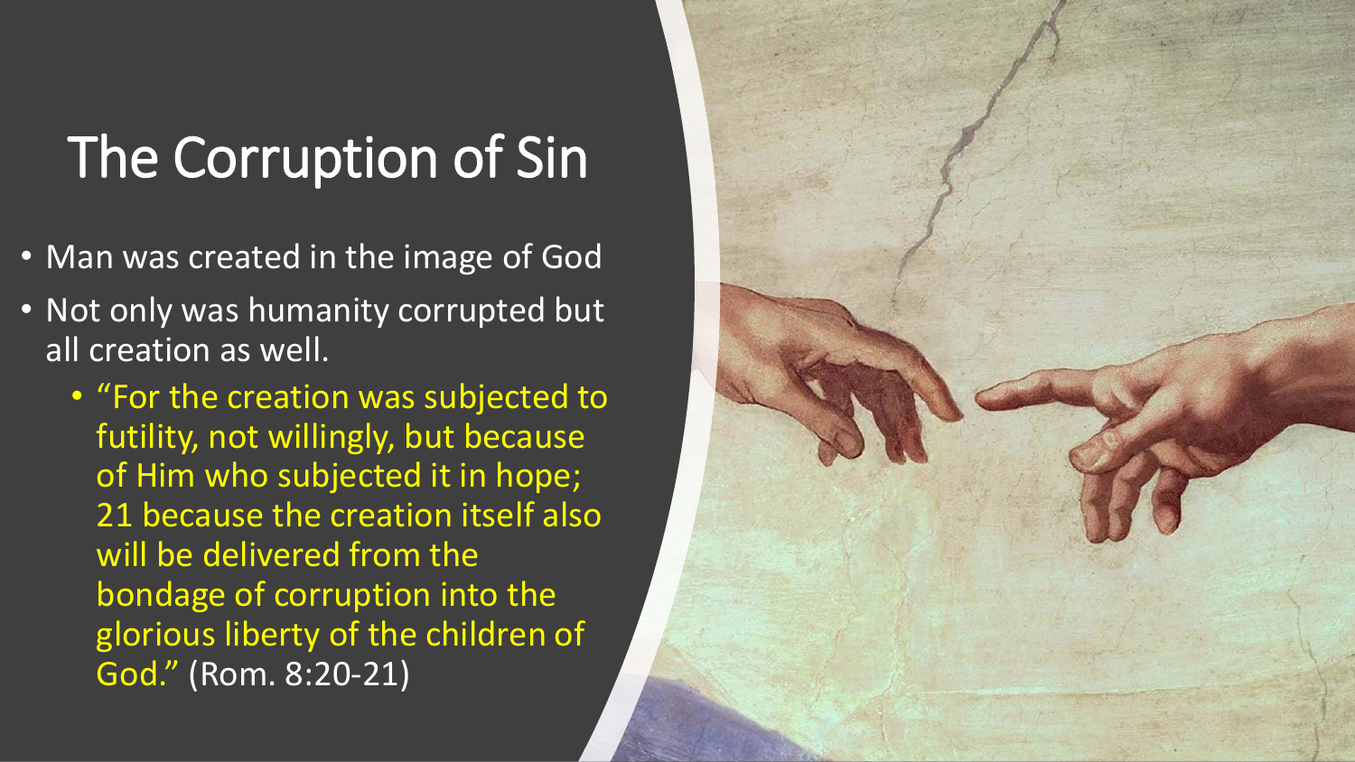# The Corruption of Sin

- Man was created in the image of God
- Not only was humanity corrupted but all creation as well.
  - "For the creation was subjected to futility, not willingly, but because of Him who subjected it in hope; 21 because the creation itself also will be delivered from the bondage of corruption into the glorious liberty of the children of God." (Rom. 8:20-21)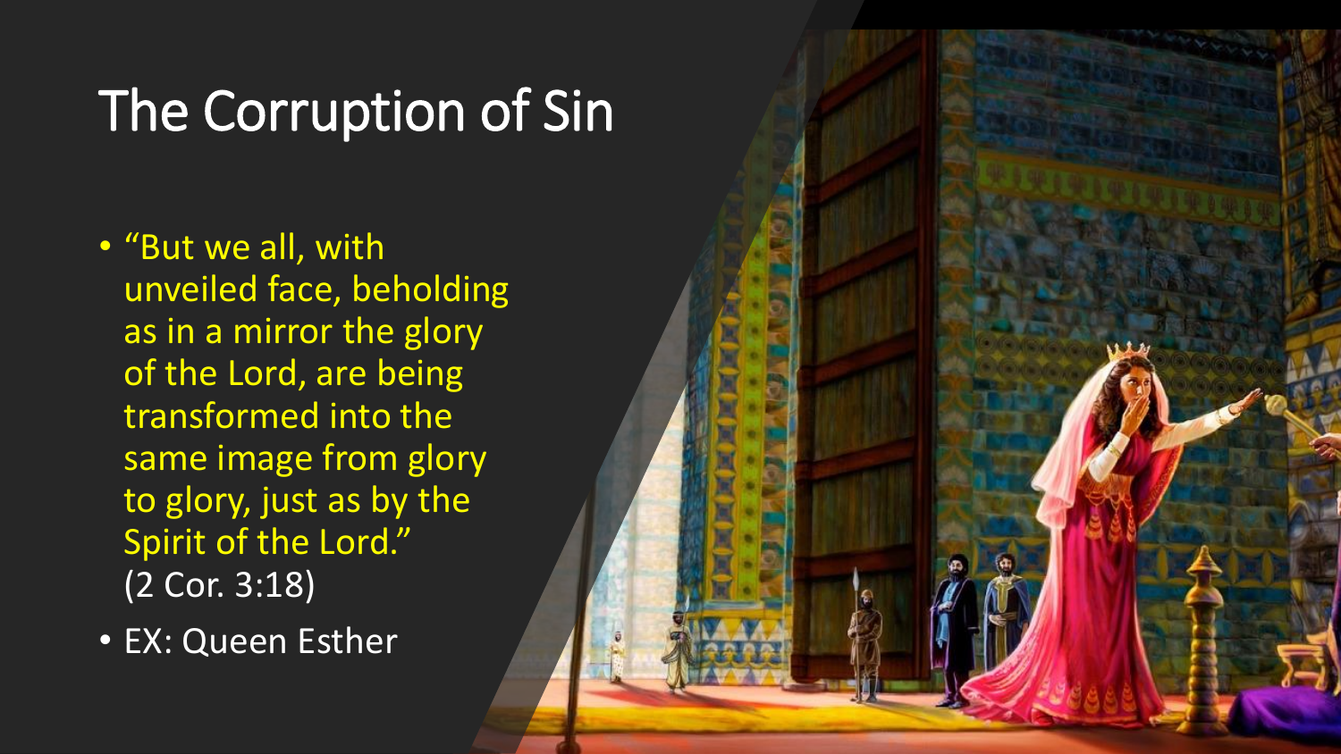# The Corruption of Sin

- "But we all, with unveiled face, beholding as in a mirror the glory of the Lord, are being transformed into the same image from glory to glory, just as by the Spirit of the Lord." (2 Cor. 3:18)
- EX: Queen Esther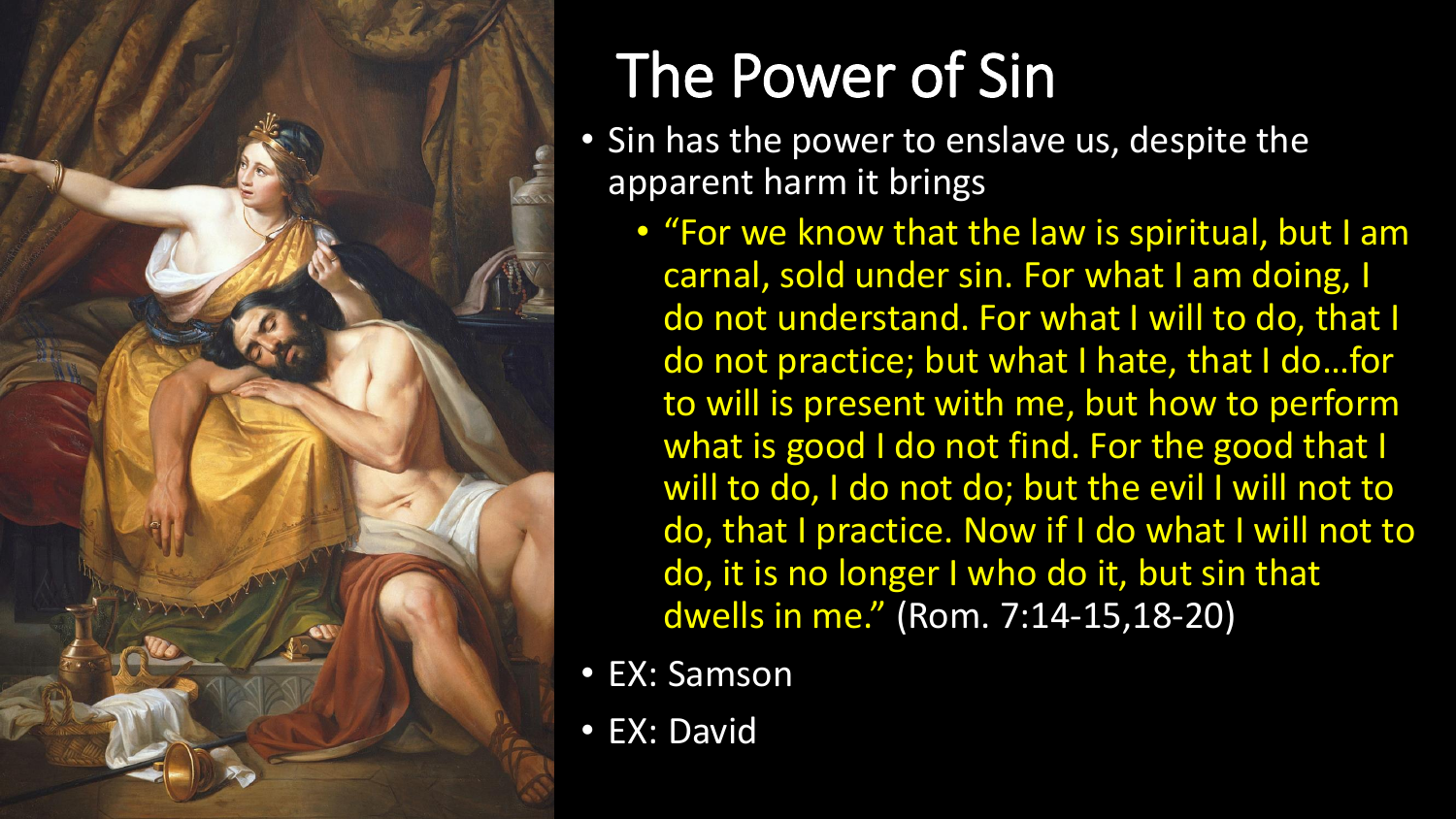# The Power of Sin

- Sin has the power to enslave us, despite the apparent harm it brings
  - "For we know that the law is spiritual, but I am carnal, sold under sin. For what I am doing, I do not understand. For what I will to do, that I do not practice; but what I hate, that I do…for to will is present with me, but how to perform what is good I do not find. For the good that I will to do, I do not do; but the evil I will not to do, that I practice. Now if I do what I will not to do, it is no longer I who do it, but sin that dwells in me." (Rom. 7:14-15,18-20)
- EX: Samson
- EX: David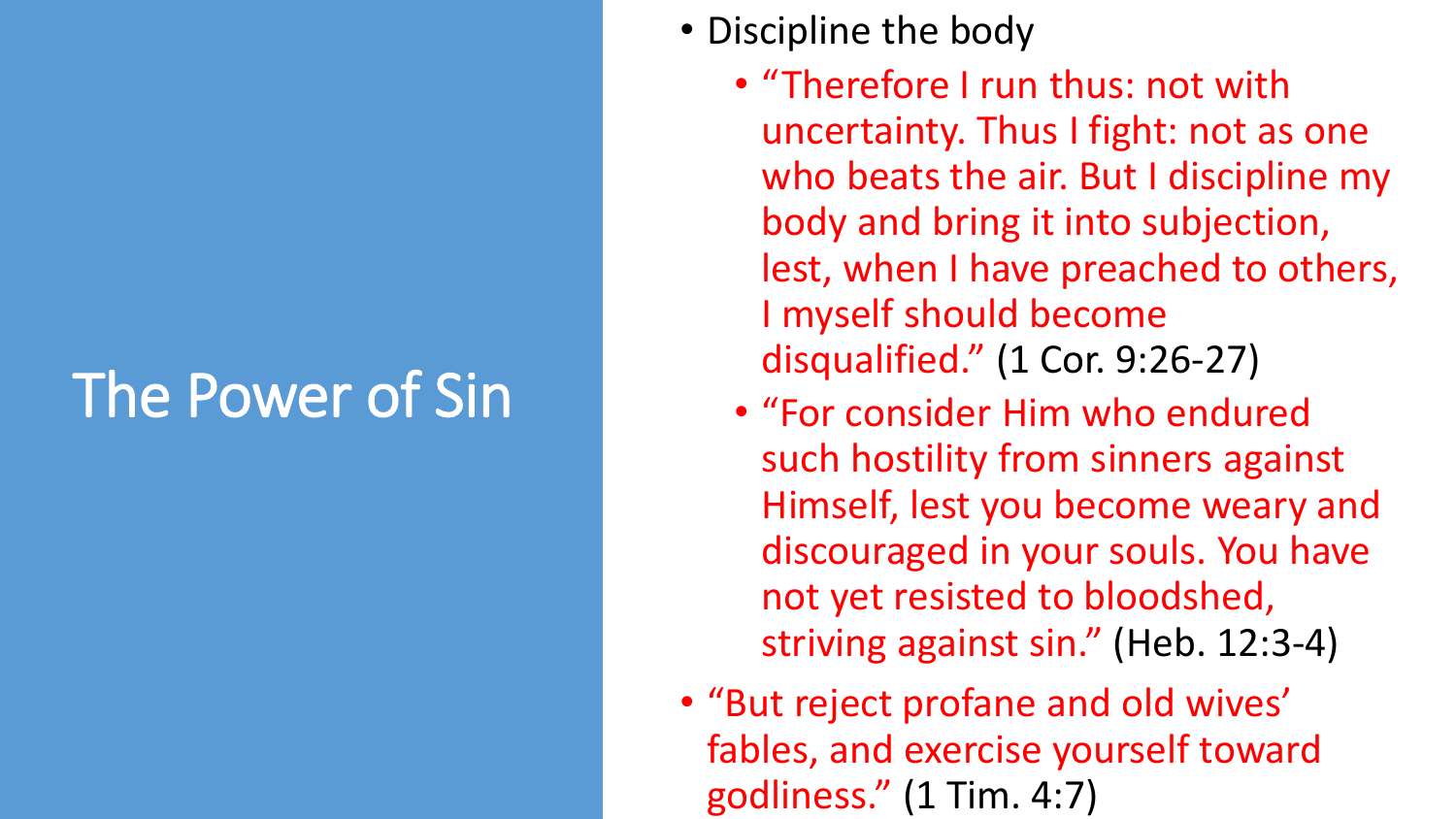# The Power of Sin

- Discipline the body
  - "Therefore I run thus: not with uncertainty. Thus I fight: not as one who beats the air. But I discipline my body and bring it into subjection, lest, when I have preached to others, I myself should become disqualified." (1 Cor. 9:26-27)
  - "For consider Him who endured such hostility from sinners against Himself, lest you become weary and discouraged in your souls. You have not yet resisted to bloodshed, striving against sin." (Heb. 12:3-4)
- "But reject profane and old wives' fables, and exercise yourself toward godliness." (1 Tim. 4:7)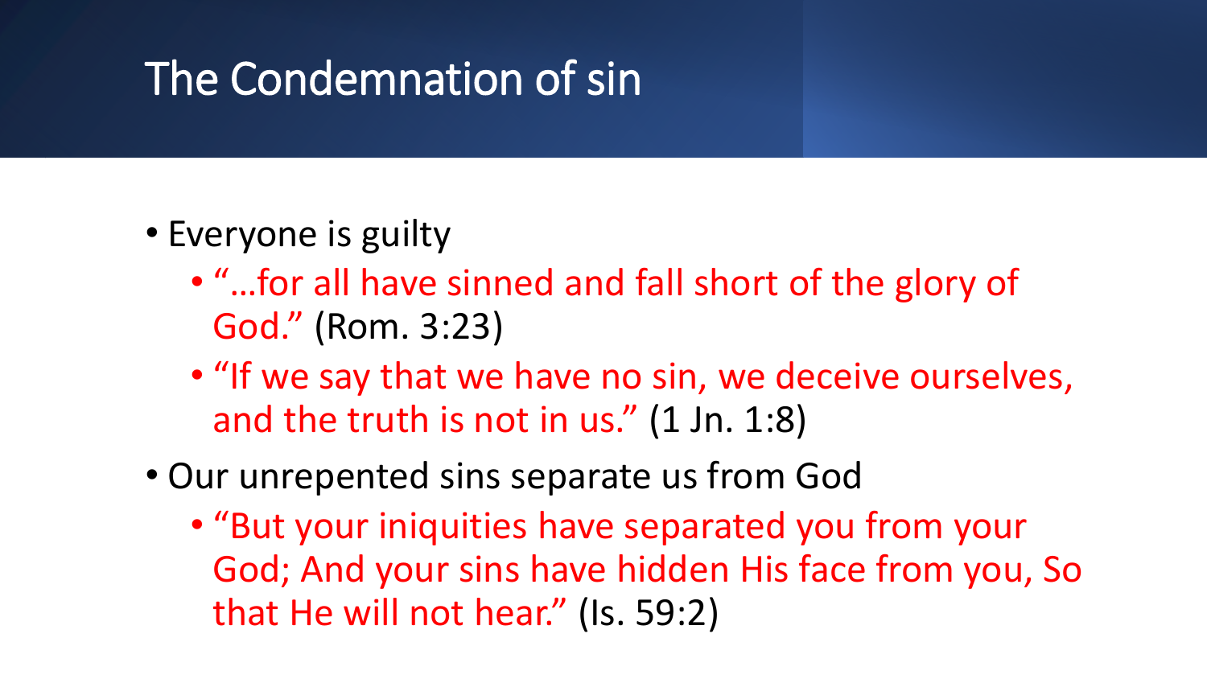# The Condemnation of sin

- Everyone is guilty
  - "…for all have sinned and fall short of the glory of God." (Rom. 3:23)
  - "If we say that we have no sin, we deceive ourselves, and the truth is not in us." (1 Jn. 1:8)
- Our unrepented sins separate us from God
  - "But your iniquities have separated you from your God; And your sins have hidden His face from you, So that He will not hear." (Is. 59:2)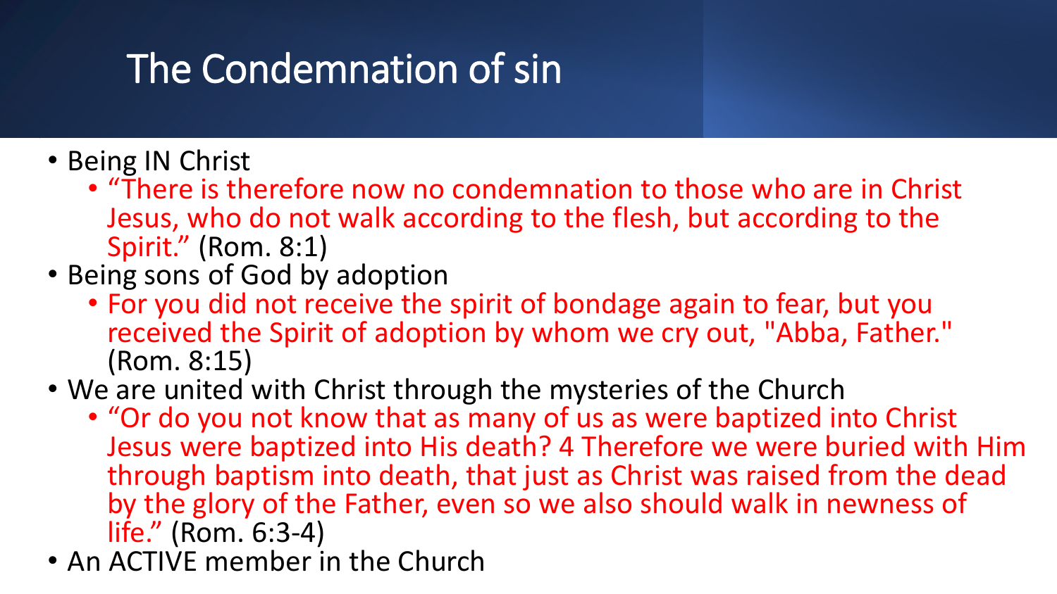# The Condemnation of sin

- Being IN Christ
  - "There is therefore now no condemnation to those who are in Christ Jesus, who do not walk according to the flesh, but according to the Spirit." (Rom. 8:1)
- Being sons of God by adoption
  - For you did not receive the spirit of bondage again to fear, but you received the Spirit of adoption by whom we cry out, "Abba, Father." (Rom. 8:15)
- We are united with Christ through the mysteries of the Church
  - "Or do you not know that as many of us as were baptized into Christ Jesus were baptized into His death? 4 Therefore we were buried with Him through baptism into death, that just as Christ was raised from the dead by the glory of the Father, even so we also should walk in newness of life." (Rom. 6:3-4)
- An ACTIVE member in the Church